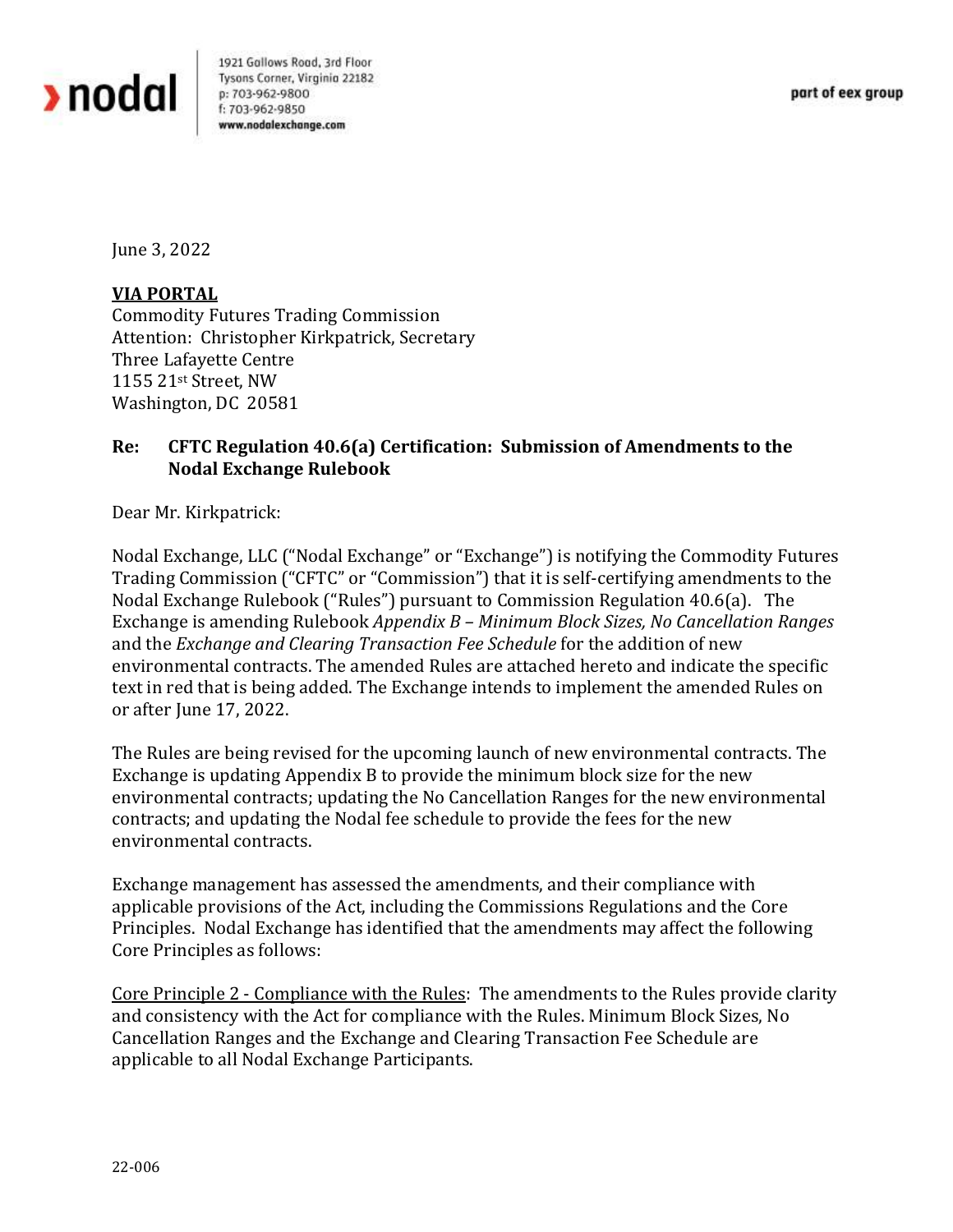**nodal**

1921 Gallows Road, 3rd Floor
Tysons Corner, Virginia 22182
p: 703-962-9800
f: 703-962-9850
www.nodalexchange.com

part of eex group

June 3, 2022

**VIA PORTAL**
Commodity Futures Trading Commission
Attention: Christopher Kirkpatrick, Secretary
Three Lafayette Centre
1155 21st Street, NW
Washington, DC 20581

**Re: CFTC Regulation 40.6(a) Certification: Submission of Amendments to the Nodal Exchange Rulebook**

Dear Mr. Kirkpatrick:

Nodal Exchange, LLC ("Nodal Exchange" or "Exchange") is notifying the Commodity Futures Trading Commission ("CFTC" or "Commission") that it is self-certifying amendments to the Nodal Exchange Rulebook ("Rules") pursuant to Commission Regulation 40.6(a). The Exchange is amending Rulebook *Appendix B – Minimum Block Sizes, No Cancellation Ranges* and the *Exchange and Clearing Transaction Fee Schedule* for the addition of new environmental contracts. The amended Rules are attached hereto and indicate the specific text in red that is being added. The Exchange intends to implement the amended Rules on or after June 17, 2022.

The Rules are being revised for the upcoming launch of new environmental contracts. The Exchange is updating Appendix B to provide the minimum block size for the new environmental contracts; updating the No Cancellation Ranges for the new environmental contracts; and updating the Nodal fee schedule to provide the fees for the new environmental contracts.

Exchange management has assessed the amendments, and their compliance with applicable provisions of the Act, including the Commissions Regulations and the Core Principles. Nodal Exchange has identified that the amendments may affect the following Core Principles as follows:

<u>Core Principle 2 - Compliance with the Rules</u>: The amendments to the Rules provide clarity and consistency with the Act for compliance with the Rules. Minimum Block Sizes, No Cancellation Ranges and the Exchange and Clearing Transaction Fee Schedule are applicable to all Nodal Exchange Participants.

22-006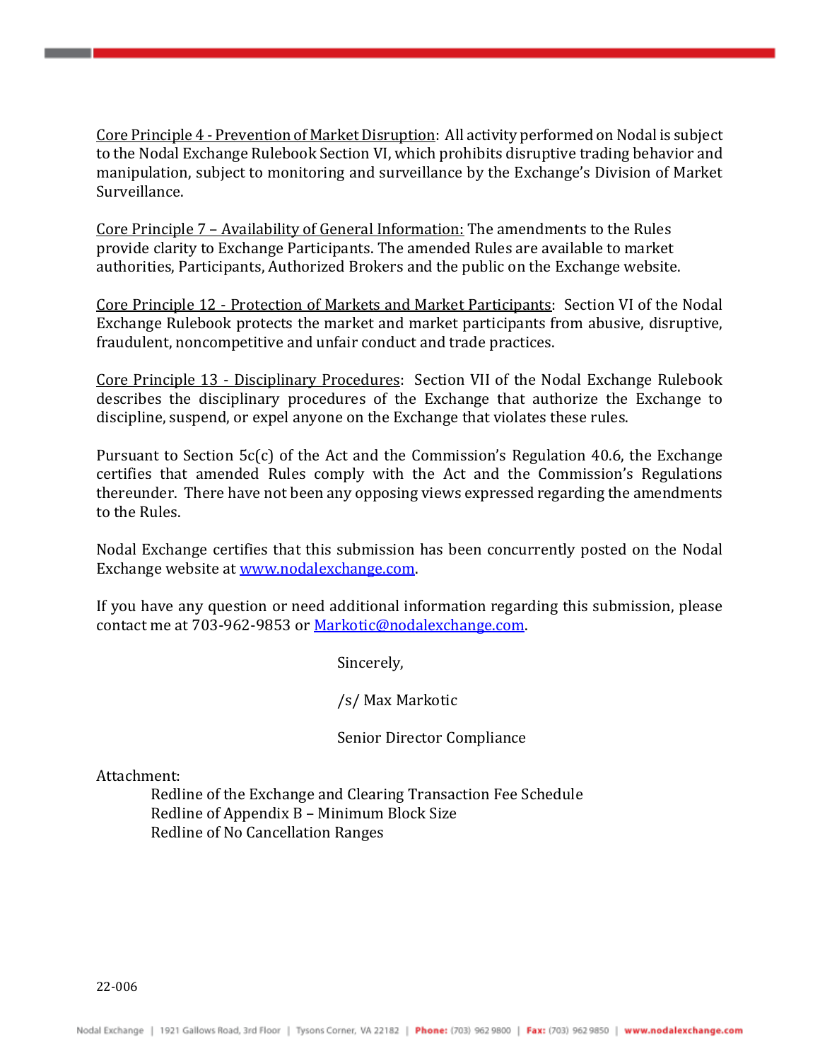Core Principle 4 - Prevention of Market Disruption: All activity performed on Nodal is subject to the Nodal Exchange Rulebook Section VI, which prohibits disruptive trading behavior and manipulation, subject to monitoring and surveillance by the Exchange's Division of Market Surveillance.

Core Principle 7 – Availability of General Information: The amendments to the Rules provide clarity to Exchange Participants. The amended Rules are available to market authorities, Participants, Authorized Brokers and the public on the Exchange website.

Core Principle 12 - Protection of Markets and Market Participants: Section VI of the Nodal Exchange Rulebook protects the market and market participants from abusive, disruptive, fraudulent, noncompetitive and unfair conduct and trade practices.

Core Principle 13 - Disciplinary Procedures: Section VII of the Nodal Exchange Rulebook describes the disciplinary procedures of the Exchange that authorize the Exchange to discipline, suspend, or expel anyone on the Exchange that violates these rules.

Pursuant to Section 5c(c) of the Act and the Commission's Regulation 40.6, the Exchange certifies that amended Rules comply with the Act and the Commission's Regulations thereunder. There have not been any opposing views expressed regarding the amendments to the Rules.

Nodal Exchange certifies that this submission has been concurrently posted on the Nodal Exchange website at www.nodalexchange.com.

If you have any question or need additional information regarding this submission, please contact me at 703-962-9853 or Markotic@nodalexchange.com.

Sincerely,

/s/ Max Markotic

Senior Director Compliance

Attachment:

- Redline of the Exchange and Clearing Transaction Fee Schedule
- Redline of Appendix B – Minimum Block Size
- Redline of No Cancellation Ranges

22-006